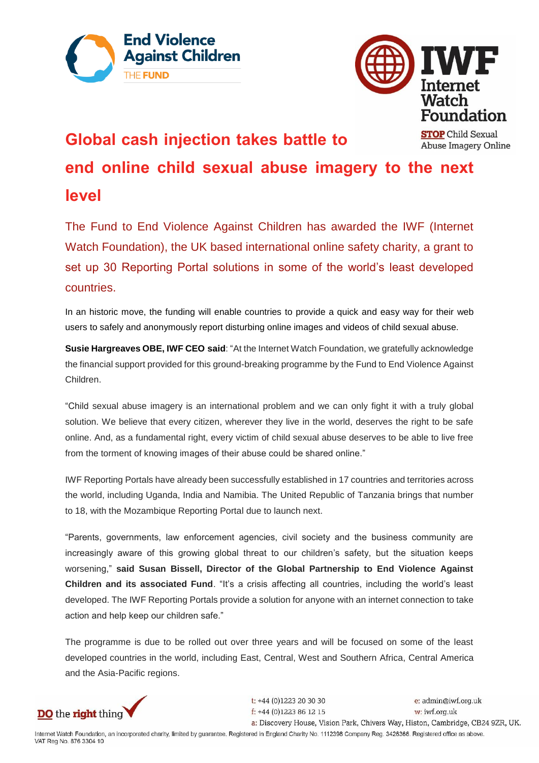# Global cash injection takes battle to end online child sexual abuse imagery to the next level

The Fund to End Violence Against Children has awarded the IWF (Internet Watch Foundation), the UK based international online safety charity, a grant to set up 30 Reporting Portal solutions in some of the world's least developed countries.

In an historic move, the funding will enable countries to provide a quick and easy way for their web users to safely and anonymously report disturbing online images and videos of child sexual abuse.

**Susie Hargreaves OBE, IWF CEO said**: "At the Internet Watch Foundation, we gratefully acknowledge the financial support provided for this ground-breaking programme by the Fund to End Violence Against Children.

"Child sexual abuse imagery is an international problem and we can only fight it with a truly global solution. We believe that every citizen, wherever they live in the world, deserves the right to be safe online. And, as a fundamental right, every victim of child sexual abuse deserves to be able to live free from the torment of knowing images of their abuse could be shared online."

IWF Reporting Portals have already been successfully established in 17 countries and territories across the world, including Uganda, India and Namibia. The United Republic of Tanzania brings that number to 18, with the Mozambique Reporting Portal due to launch next.

"Parents, governments, law enforcement agencies, civil society and the business community are increasingly aware of this growing global threat to our children's safety, but the situation keeps worsening," **said Susan Bissell, Director of the Global Partnership to End Violence Against Children and its associated Fund**. "It's a crisis affecting all countries, including the world's least developed. The IWF Reporting Portals provide a solution for anyone with an internet connection to take action and help keep our children safe."

The programme is due to be rolled out over three years and will be focused on some of the least developed countries in the world, including East, Central, West and Southern Africa, Central America and the Asia-Pacific regions.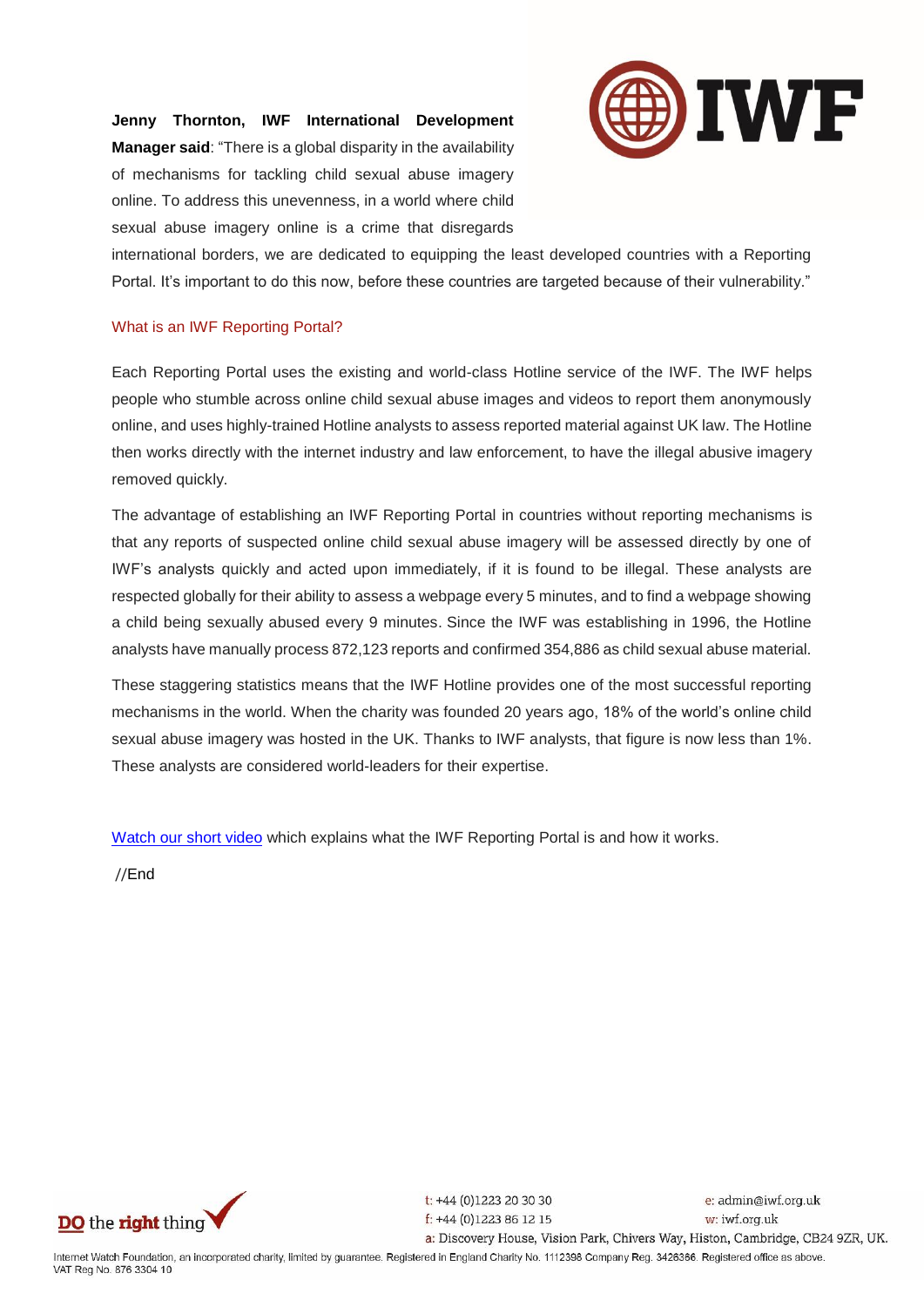**Jenny Thornton, IWF International Development Manager said**: "There is a global disparity in the availability of mechanisms for tackling child sexual abuse imagery online. To address this unevenness, in a world where child sexual abuse imagery online is a crime that disregards international borders, we are dedicated to equipping the least developed countries with a Reporting Portal. It's important to do this now, before these countries are targeted because of their vulnerability."

## What is an IWF Reporting Portal?

Each Reporting Portal uses the existing and world-class Hotline service of the IWF. The IWF helps people who stumble across online child sexual abuse images and videos to report them anonymously online, and uses highly-trained Hotline analysts to assess reported material against UK law. The Hotline then works directly with the internet industry and law enforcement, to have the illegal abusive imagery removed quickly.

The advantage of establishing an IWF Reporting Portal in countries without reporting mechanisms is that any reports of suspected online child sexual abuse imagery will be assessed directly by one of IWF's analysts quickly and acted upon immediately, if it is found to be illegal. These analysts are respected globally for their ability to assess a webpage every 5 minutes, and to find a webpage showing a child being sexually abused every 9 minutes. Since the IWF was establishing in 1996, the Hotline analysts have manually process 872,123 reports and confirmed 354,886 as child sexual abuse material.

These staggering statistics means that the IWF Hotline provides one of the most successful reporting mechanisms in the world. When the charity was founded 20 years ago, 18% of the world's online child sexual abuse imagery was hosted in the UK. Thanks to IWF analysts, that figure is now less than 1%. These analysts are considered world-leaders for their expertise.

Watch our short video which explains what the IWF Reporting Portal is and how it works.

//End

DO the right thing

t: +44 (0)1223 20 30 30
f: +44 (0)1223 86 12 15
a: Discovery House, Vision Park, Chivers Way, Histon, Cambridge, CB24 9ZR, UK.
e: admin@iwf.org.uk
w: iwf.org.uk

Internet Watch Foundation, an incorporated charity, limited by guarantee. Registered in England Charity No. 1112398 Company Reg. 3426366. Registered office as above. VAT Reg No. 876 3304 10